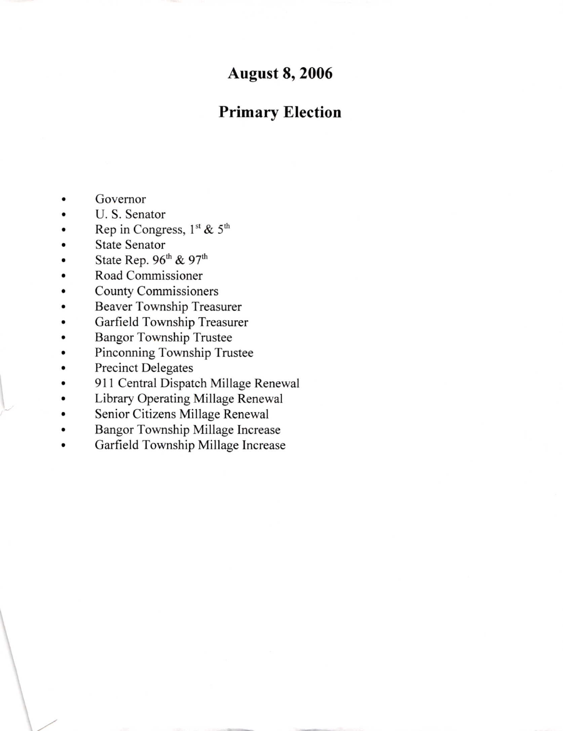# August 8, 2006

# Primary Election

- Governor
- U. S. Senator
- Rep in Congress, 1st & 5th
- State Senator
- State Rep. 96th & 97th
- Road Commissioner
- County Commissioners
- Beaver Township Treasurer
- Garfield Township Treasurer
- Bangor Township Trustee
- Pinconning Township Trustee
- Precinct Delegates
- 911 Central Dispatch Millage Renewal
- Library Operating Millage Renewal
- Senior Citizens Millage Renewal
- Bangor Township Millage Increase
- Garfield Township Millage Increase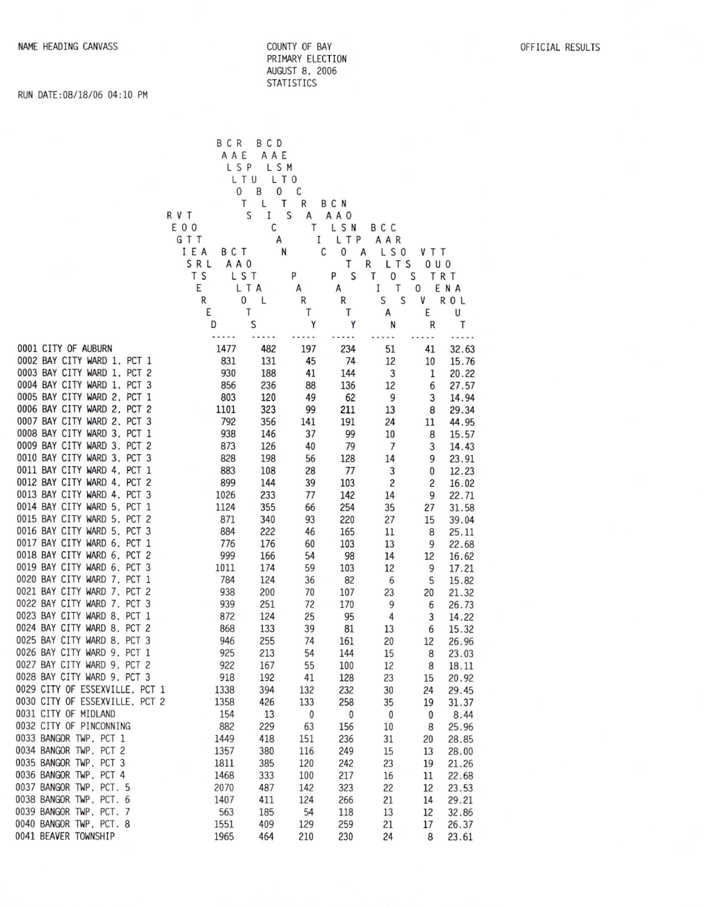NAME HEADING CANVASS

COUNTY OF BAY
PRIMARY ELECTION
AUGUST 8, 2006
STATISTICS

OFFICIAL RESULTS

RUN DATE:08/18/06 04:10 PM

| | REGISTERED VOTERS TOTAL | BALLOTS CAST TOTAL | BALLOTS CAST REPUBLICAN PARTY | BALLOTS CAST DEMOCRATIC PARTY | BALLOTS CAST NONPARTISAN | BALLOTS CAST CROSSOVER | VOTER TURNOUT TOTAL |
|---|---|---|---|---|---|---|---|
| 0001 CITY OF AUBURN | 1477 | 482 | 197 | 234 | 51 | 41 | 32.63 |
| 0002 BAY CITY WARD 1, PCT 1 | 831 | 131 | 45 | 74 | 12 | 10 | 15.76 |
| 0003 BAY CITY WARD 1, PCT 2 | 930 | 188 | 41 | 144 | 3 | 1 | 20.22 |
| 0004 BAY CITY WARD 1, PCT 3 | 856 | 236 | 88 | 136 | 12 | 6 | 27.57 |
| 0005 BAY CITY WARD 2, PCT 1 | 803 | 120 | 49 | 62 | 9 | 3 | 14.94 |
| 0006 BAY CITY WARD 2, PCT 2 | 1101 | 323 | 99 | 211 | 13 | 8 | 29.34 |
| 0007 BAY CITY WARD 2, PCT 3 | 792 | 356 | 141 | 191 | 24 | 11 | 44.95 |
| 0008 BAY CITY WARD 3, PCT 1 | 938 | 146 | 37 | 99 | 10 | 8 | 15.57 |
| 0009 BAY CITY WARD 3, PCT 2 | 873 | 126 | 40 | 79 | 7 | 3 | 14.43 |
| 0010 BAY CITY WARD 3, PCT 3 | 828 | 198 | 56 | 128 | 14 | 9 | 23.91 |
| 0011 BAY CITY WARD 4, PCT 1 | 883 | 108 | 28 | 77 | 3 | 0 | 12.23 |
| 0012 BAY CITY WARD 4, PCT 2 | 899 | 144 | 39 | 103 | 2 | 2 | 16.02 |
| 0013 BAY CITY WARD 4, PCT 3 | 1026 | 233 | 77 | 142 | 14 | 9 | 22.71 |
| 0014 BAY CITY WARD 5, PCT 1 | 1124 | 355 | 66 | 254 | 35 | 27 | 31.58 |
| 0015 BAY CITY WARD 5, PCT 2 | 871 | 340 | 93 | 220 | 27 | 15 | 39.04 |
| 0016 BAY CITY WARD 5, PCT 3 | 884 | 222 | 46 | 165 | 11 | 8 | 25.11 |
| 0017 BAY CITY WARD 6, PCT 1 | 776 | 176 | 60 | 103 | 13 | 9 | 22.68 |
| 0018 BAY CITY WARD 6, PCT 2 | 999 | 166 | 54 | 98 | 14 | 12 | 16.62 |
| 0019 BAY CITY WARD 6, PCT 3 | 1011 | 174 | 59 | 103 | 12 | 9 | 17.21 |
| 0020 BAY CITY WARD 7, PCT 1 | 784 | 124 | 36 | 82 | 6 | 5 | 15.82 |
| 0021 BAY CITY WARD 7, PCT 2 | 938 | 200 | 70 | 107 | 23 | 20 | 21.32 |
| 0022 BAY CITY WARD 7, PCT 3 | 939 | 251 | 72 | 170 | 9 | 6 | 26.73 |
| 0023 BAY CITY WARD 8, PCT 1 | 872 | 124 | 25 | 95 | 4 | 3 | 14.22 |
| 0024 BAY CITY WARD 8, PCT 2 | 868 | 133 | 39 | 81 | 13 | 6 | 15.32 |
| 0025 BAY CITY WARD 8, PCT 3 | 946 | 255 | 74 | 161 | 20 | 12 | 26.96 |
| 0026 BAY CITY WARD 9, PCT 1 | 925 | 213 | 54 | 144 | 15 | 8 | 23.03 |
| 0027 BAY CITY WARD 9, PCT 2 | 922 | 167 | 55 | 100 | 12 | 8 | 18.11 |
| 0028 BAY CITY WARD 9, PCT 3 | 918 | 192 | 41 | 128 | 23 | 15 | 20.92 |
| 0029 CITY OF ESSEXVILLE, PCT 1 | 1338 | 394 | 132 | 232 | 30 | 24 | 29.45 |
| 0030 CITY OF ESSEXVILLE, PCT 2 | 1358 | 426 | 133 | 258 | 35 | 19 | 31.37 |
| 0031 CITY OF MIDLAND | 154 | 13 | 0 | 0 | 0 | 0 | 8.44 |
| 0032 CITY OF PINCONNING | 882 | 229 | 63 | 156 | 10 | 8 | 25.96 |
| 0033 BANGOR TWP, PCT 1 | 1449 | 418 | 151 | 236 | 31 | 20 | 28.85 |
| 0034 BANGOR TWP, PCT 2 | 1357 | 380 | 116 | 249 | 15 | 13 | 28.00 |
| 0035 BANGOR TWP, PCT 3 | 1811 | 385 | 120 | 242 | 23 | 19 | 21.26 |
| 0036 BANGOR TWP, PCT 4 | 1468 | 333 | 100 | 217 | 16 | 11 | 22.68 |
| 0037 BANGOR TWP, PCT. 5 | 2070 | 487 | 142 | 323 | 22 | 12 | 23.53 |
| 0038 BANGOR TWP, PCT. 6 | 1407 | 411 | 124 | 266 | 21 | 14 | 29.21 |
| 0039 BANGOR TWP, PCT. 7 | 563 | 185 | 54 | 118 | 13 | 12 | 32.86 |
| 0040 BANGOR TWP, PCT. 8 | 1551 | 409 | 129 | 259 | 21 | 17 | 26.37 |
| 0041 BEAVER TOWNSHIP | 1965 | 464 | 210 | 230 | 24 | 8 | 23.61 |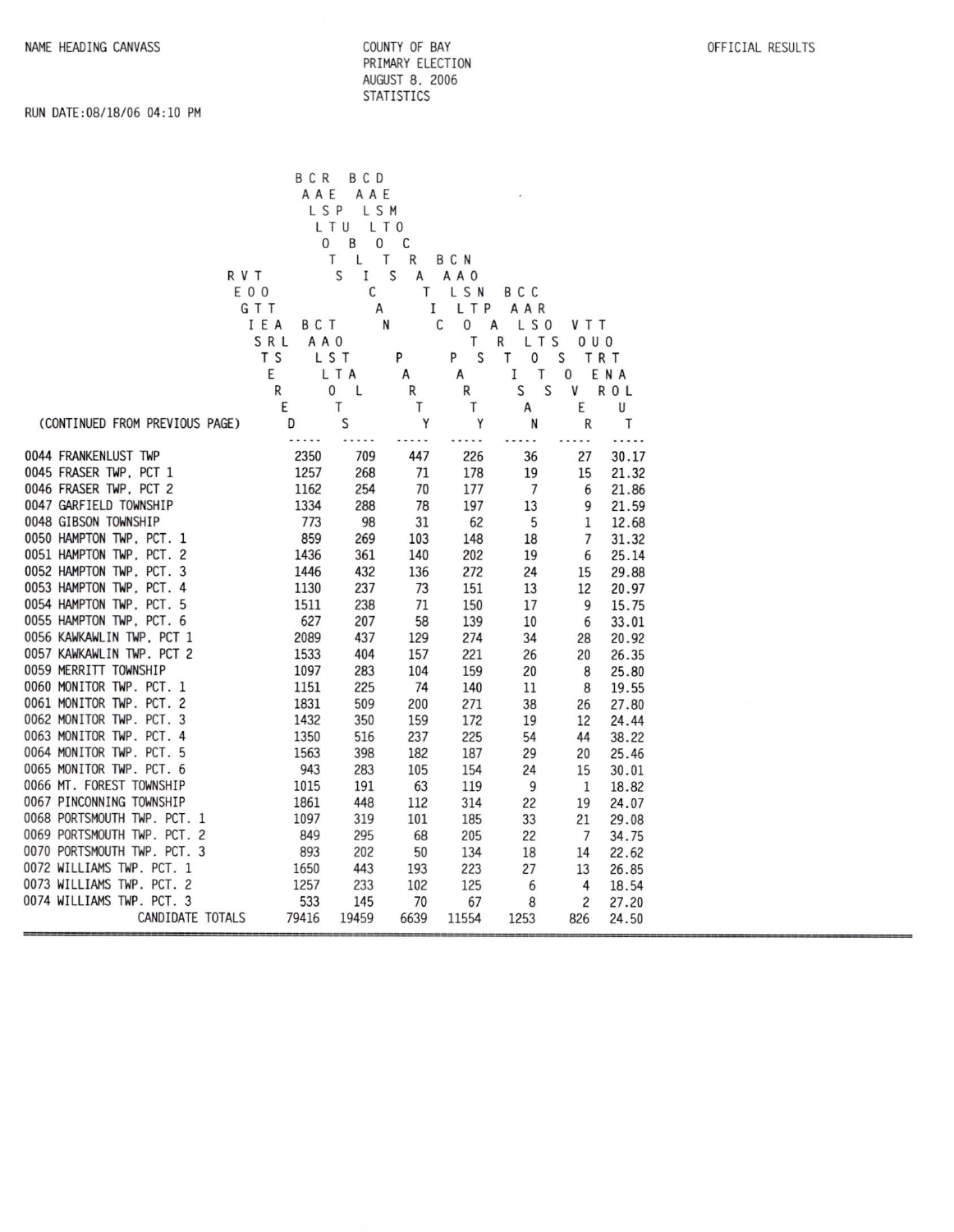NAME HEADING CANVASS

COUNTY OF BAY
PRIMARY ELECTION
AUGUST 8, 2006
STATISTICS

OFFICIAL RESULTS

RUN DATE:08/18/06 04:10 PM

| (CONTINUED FROM PREVIOUS PAGE) | REGISTERED VOTERS TOTAL | BALLOTS CAST TOTAL | BALLOTS CAST REPUBLICAN PARTY | BALLOTS CAST DEMOCRATIC PARTY | BALLOTS CAST NONPARTISAN | BALLOTS CAST CROSSOVER | VOTER TURNOUT TOTAL |
|---|---|---|---|---|---|---|---|
| 0044 FRANKENLUST TWP | 2350 | 709 | 447 | 226 | 36 | 27 | 30.17 |
| 0045 FRASER TWP, PCT 1 | 1257 | 268 | 71 | 178 | 19 | 15 | 21.32 |
| 0046 FRASER TWP, PCT 2 | 1162 | 254 | 70 | 177 | 7 | 6 | 21.86 |
| 0047 GARFIELD TOWNSHIP | 1334 | 288 | 78 | 197 | 13 | 9 | 21.59 |
| 0048 GIBSON TOWNSHIP | 773 | 98 | 31 | 62 | 5 | 1 | 12.68 |
| 0050 HAMPTON TWP, PCT. 1 | 859 | 269 | 103 | 148 | 18 | 7 | 31.32 |
| 0051 HAMPTON TWP, PCT. 2 | 1436 | 361 | 140 | 202 | 19 | 6 | 25.14 |
| 0052 HAMPTON TWP, PCT. 3 | 1446 | 432 | 136 | 272 | 24 | 15 | 29.88 |
| 0053 HAMPTON TWP, PCT. 4 | 1130 | 237 | 73 | 151 | 13 | 12 | 20.97 |
| 0054 HAMPTON TWP, PCT. 5 | 1511 | 238 | 71 | 150 | 17 | 9 | 15.75 |
| 0055 HAMPTON TWP, PCT. 6 | 627 | 207 | 58 | 139 | 10 | 6 | 33.01 |
| 0056 KAWKAWLIN TWP, PCT 1 | 2089 | 437 | 129 | 274 | 34 | 28 | 20.92 |
| 0057 KAWKAWLIN TWP. PCT 2 | 1533 | 404 | 157 | 221 | 26 | 20 | 26.35 |
| 0059 MERRITT TOWNSHIP | 1097 | 283 | 104 | 159 | 20 | 8 | 25.80 |
| 0060 MONITOR TWP. PCT. 1 | 1151 | 225 | 74 | 140 | 11 | 8 | 19.55 |
| 0061 MONITOR TWP. PCT. 2 | 1831 | 509 | 200 | 271 | 38 | 26 | 27.80 |
| 0062 MONITOR TWP. PCT. 3 | 1432 | 350 | 159 | 172 | 19 | 12 | 24.44 |
| 0063 MONITOR TWP. PCT. 4 | 1350 | 516 | 237 | 225 | 54 | 44 | 38.22 |
| 0064 MONITOR TWP. PCT. 5 | 1563 | 398 | 182 | 187 | 29 | 20 | 25.46 |
| 0065 MONITOR TWP. PCT. 6 | 943 | 283 | 105 | 154 | 24 | 15 | 30.01 |
| 0066 MT. FOREST TOWNSHIP | 1015 | 191 | 63 | 119 | 9 | 1 | 18.82 |
| 0067 PINCONNING TOWNSHIP | 1861 | 448 | 112 | 314 | 22 | 19 | 24.07 |
| 0068 PORTSMOUTH TWP. PCT. 1 | 1097 | 319 | 101 | 185 | 33 | 21 | 29.08 |
| 0069 PORTSMOUTH TWP. PCT. 2 | 849 | 295 | 68 | 205 | 22 | 7 | 34.75 |
| 0070 PORTSMOUTH TWP. PCT. 3 | 893 | 202 | 50 | 134 | 18 | 14 | 22.62 |
| 0072 WILLIAMS TWP. PCT. 1 | 1650 | 443 | 193 | 223 | 27 | 13 | 26.85 |
| 0073 WILLIAMS TWP. PCT. 2 | 1257 | 233 | 102 | 125 | 6 | 4 | 18.54 |
| 0074 WILLIAMS TWP. PCT. 3 | 533 | 145 | 70 | 67 | 8 | 2 | 27.20 |
| CANDIDATE TOTALS | 79416 | 19459 | 6639 | 11554 | 1253 | 826 | 24.50 |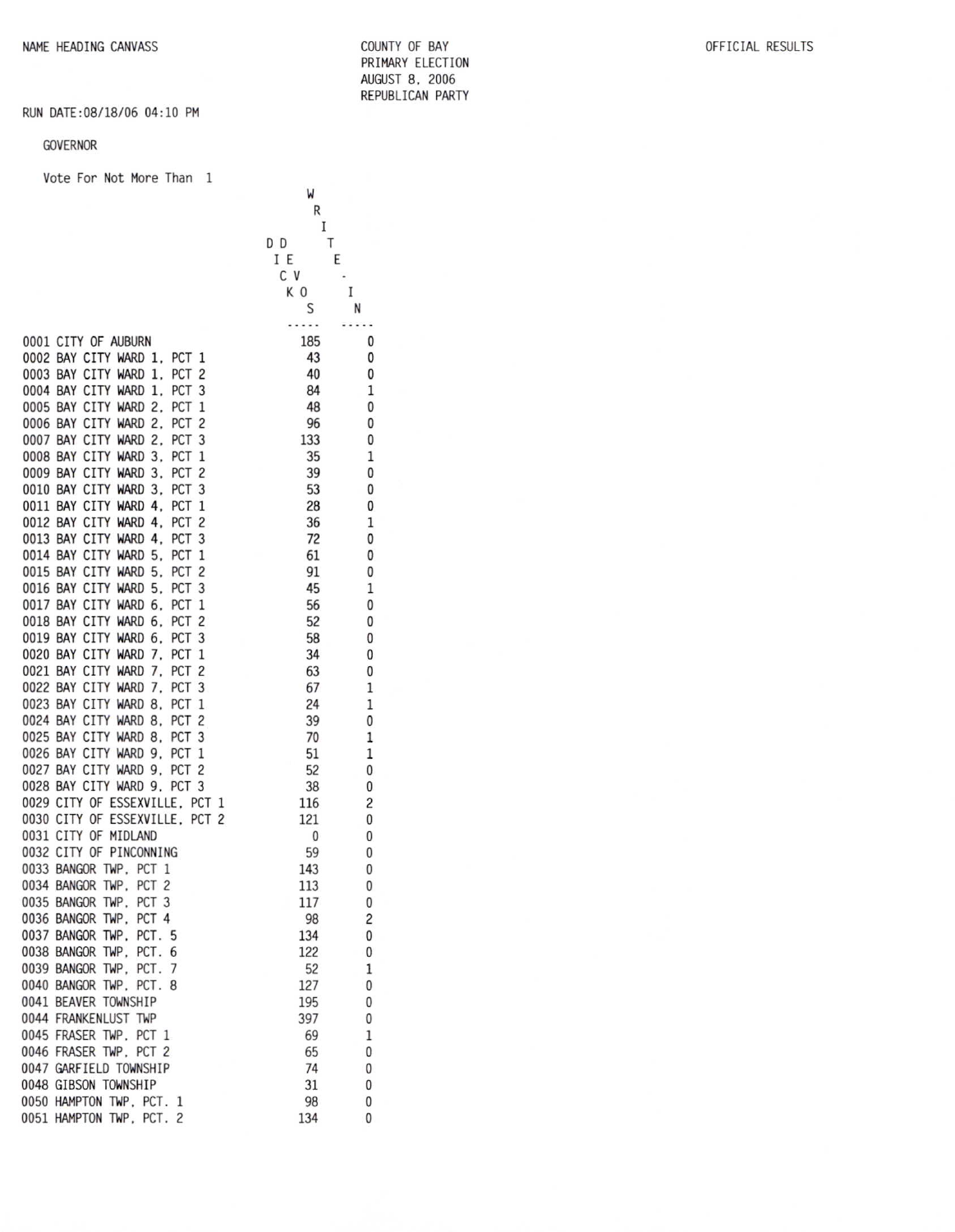NAME HEADING CANVASS

COUNTY OF BAY
PRIMARY ELECTION
AUGUST 8, 2006
REPUBLICAN PARTY

OFFICIAL RESULTS

RUN DATE:08/18/06 04:10 PM

GOVERNOR

Vote For Not More Than 1

| | DICK DEVOS | WRITE-IN |
|---|---|---|
| 0001 CITY OF AUBURN | 185 | 0 |
| 0002 BAY CITY WARD 1, PCT 1 | 43 | 0 |
| 0003 BAY CITY WARD 1, PCT 2 | 40 | 0 |
| 0004 BAY CITY WARD 1, PCT 3 | 84 | 1 |
| 0005 BAY CITY WARD 2, PCT 1 | 48 | 0 |
| 0006 BAY CITY WARD 2, PCT 2 | 96 | 0 |
| 0007 BAY CITY WARD 2, PCT 3 | 133 | 0 |
| 0008 BAY CITY WARD 3, PCT 1 | 35 | 1 |
| 0009 BAY CITY WARD 3, PCT 2 | 39 | 0 |
| 0010 BAY CITY WARD 3, PCT 3 | 53 | 0 |
| 0011 BAY CITY WARD 4, PCT 1 | 28 | 0 |
| 0012 BAY CITY WARD 4, PCT 2 | 36 | 1 |
| 0013 BAY CITY WARD 4, PCT 3 | 72 | 0 |
| 0014 BAY CITY WARD 5, PCT 1 | 61 | 0 |
| 0015 BAY CITY WARD 5, PCT 2 | 91 | 0 |
| 0016 BAY CITY WARD 5, PCT 3 | 45 | 1 |
| 0017 BAY CITY WARD 6, PCT 1 | 56 | 0 |
| 0018 BAY CITY WARD 6, PCT 2 | 52 | 0 |
| 0019 BAY CITY WARD 6, PCT 3 | 58 | 0 |
| 0020 BAY CITY WARD 7, PCT 1 | 34 | 0 |
| 0021 BAY CITY WARD 7, PCT 2 | 63 | 0 |
| 0022 BAY CITY WARD 7, PCT 3 | 67 | 1 |
| 0023 BAY CITY WARD 8, PCT 1 | 24 | 1 |
| 0024 BAY CITY WARD 8, PCT 2 | 39 | 0 |
| 0025 BAY CITY WARD 8, PCT 3 | 70 | 1 |
| 0026 BAY CITY WARD 9, PCT 1 | 51 | 1 |
| 0027 BAY CITY WARD 9, PCT 2 | 52 | 0 |
| 0028 BAY CITY WARD 9, PCT 3 | 38 | 0 |
| 0029 CITY OF ESSEXVILLE, PCT 1 | 116 | 2 |
| 0030 CITY OF ESSEXVILLE, PCT 2 | 121 | 0 |
| 0031 CITY OF MIDLAND | 0 | 0 |
| 0032 CITY OF PINCONNING | 59 | 0 |
| 0033 BANGOR TWP, PCT 1 | 143 | 0 |
| 0034 BANGOR TWP, PCT 2 | 113 | 0 |
| 0035 BANGOR TWP, PCT 3 | 117 | 0 |
| 0036 BANGOR TWP, PCT 4 | 98 | 2 |
| 0037 BANGOR TWP, PCT. 5 | 134 | 0 |
| 0038 BANGOR TWP, PCT. 6 | 122 | 0 |
| 0039 BANGOR TWP, PCT. 7 | 52 | 1 |
| 0040 BANGOR TWP, PCT. 8 | 127 | 0 |
| 0041 BEAVER TOWNSHIP | 195 | 0 |
| 0044 FRANKENLUST TWP | 397 | 0 |
| 0045 FRASER TWP, PCT 1 | 69 | 1 |
| 0046 FRASER TWP, PCT 2 | 65 | 0 |
| 0047 GARFIELD TOWNSHIP | 74 | 0 |
| 0048 GIBSON TOWNSHIP | 31 | 0 |
| 0050 HAMPTON TWP, PCT. 1 | 98 | 0 |
| 0051 HAMPTON TWP, PCT. 2 | 134 | 0 |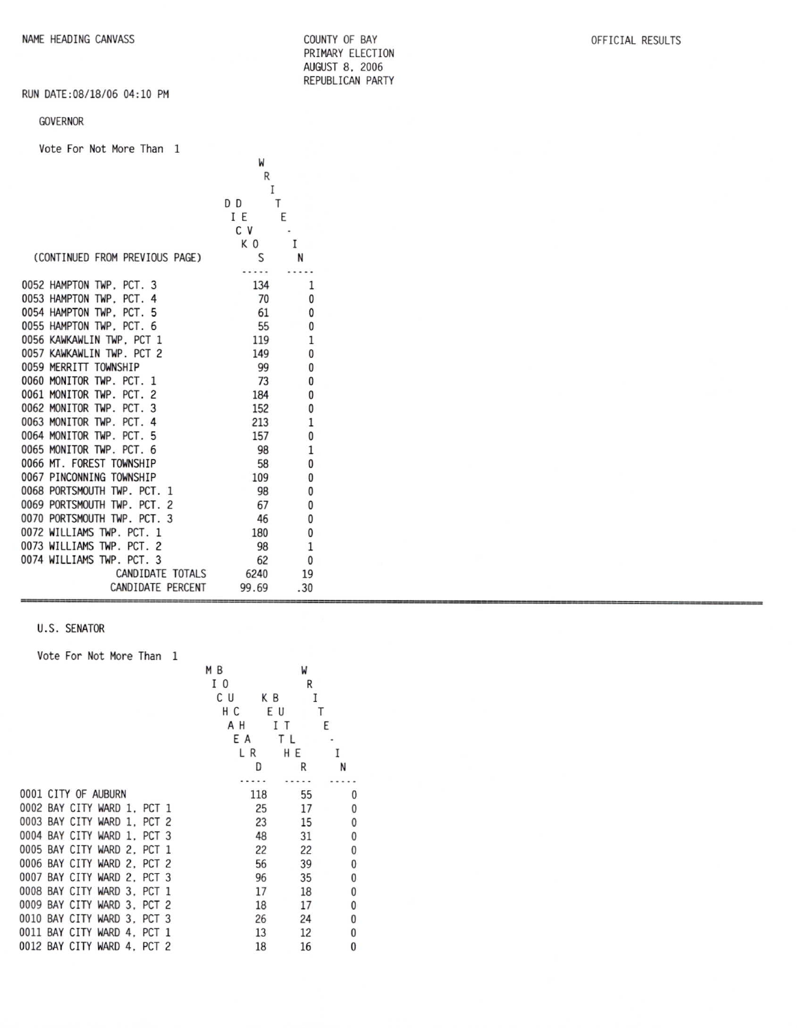NAME HEADING CANVASS

COUNTY OF BAY
PRIMARY ELECTION
AUGUST 8, 2006
REPUBLICAN PARTY

OFFICIAL RESULTS

RUN DATE:08/18/06 04:10 PM

## GOVERNOR

Vote For Not More Than 1

| (CONTINUED FROM PREVIOUS PAGE) | DICK DEVOS | WRITE-IN |
|---|---|---|
| 0052 HAMPTON TWP. PCT. 3 | 134 | 1 |
| 0053 HAMPTON TWP. PCT. 4 | 70 | 0 |
| 0054 HAMPTON TWP. PCT. 5 | 61 | 0 |
| 0055 HAMPTON TWP. PCT. 6 | 55 | 0 |
| 0056 KAWKAWLIN TWP. PCT 1 | 119 | 1 |
| 0057 KAWKAWLIN TWP. PCT 2 | 149 | 0 |
| 0059 MERRITT TOWNSHIP | 99 | 0 |
| 0060 MONITOR TWP. PCT. 1 | 73 | 0 |
| 0061 MONITOR TWP. PCT. 2 | 184 | 0 |
| 0062 MONITOR TWP. PCT. 3 | 152 | 0 |
| 0063 MONITOR TWP. PCT. 4 | 213 | 1 |
| 0064 MONITOR TWP. PCT. 5 | 157 | 0 |
| 0065 MONITOR TWP. PCT. 6 | 98 | 1 |
| 0066 MT. FOREST TOWNSHIP | 58 | 0 |
| 0067 PINCONNING TOWNSHIP | 109 | 0 |
| 0068 PORTSMOUTH TWP. PCT. 1 | 98 | 0 |
| 0069 PORTSMOUTH TWP. PCT. 2 | 67 | 0 |
| 0070 PORTSMOUTH TWP. PCT. 3 | 46 | 0 |
| 0072 WILLIAMS TWP. PCT. 1 | 180 | 0 |
| 0073 WILLIAMS TWP. PCT. 2 | 98 | 1 |
| 0074 WILLIAMS TWP. PCT. 3 | 62 | 0 |
| CANDIDATE TOTALS | 6240 | 19 |
| CANDIDATE PERCENT | 99.69 | .30 |

## U.S. SENATOR

Vote For Not More Than 1

| | MICHAEL BOUCHARD | KEITH BUTLER | WRITE-IN |
|---|---|---|---|
| 0001 CITY OF AUBURN | 118 | 55 | 0 |
| 0002 BAY CITY WARD 1, PCT 1 | 25 | 17 | 0 |
| 0003 BAY CITY WARD 1, PCT 2 | 23 | 15 | 0 |
| 0004 BAY CITY WARD 1, PCT 3 | 48 | 31 | 0 |
| 0005 BAY CITY WARD 2, PCT 1 | 22 | 22 | 0 |
| 0006 BAY CITY WARD 2, PCT 2 | 56 | 39 | 0 |
| 0007 BAY CITY WARD 2, PCT 3 | 96 | 35 | 0 |
| 0008 BAY CITY WARD 3, PCT 1 | 17 | 18 | 0 |
| 0009 BAY CITY WARD 3, PCT 2 | 18 | 17 | 0 |
| 0010 BAY CITY WARD 3, PCT 3 | 26 | 24 | 0 |
| 0011 BAY CITY WARD 4, PCT 1 | 13 | 12 | 0 |
| 0012 BAY CITY WARD 4, PCT 2 | 18 | 16 | 0 |